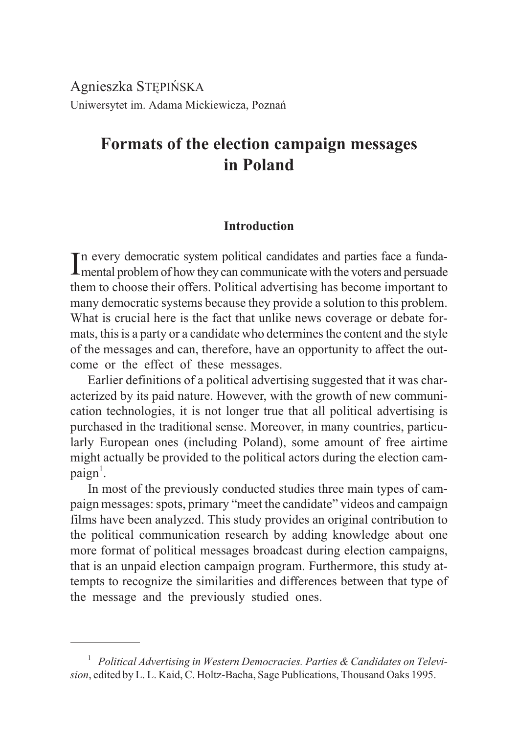Agnieszka STĘPIŃSKA
Uniwersytet im. Adama Mickiewicza, Poznań

# Formats of the election campaign messages in Poland

## Introduction

In every democratic system political candidates and parties face a fundamental problem of how they can communicate with the voters and persuade them to choose their offers. Political advertising has become important to many democratic systems because they provide a solution to this problem. What is crucial here is the fact that unlike news coverage or debate formats, this is a party or a candidate who determines the content and the style of the messages and can, therefore, have an opportunity to affect the outcome or the effect of these messages.

Earlier definitions of a political advertising suggested that it was characterized by its paid nature. However, with the growth of new communication technologies, it is not longer true that all political advertising is purchased in the traditional sense. Moreover, in many countries, particularly European ones (including Poland), some amount of free airtime might actually be provided to the political actors during the election campaign[1].

In most of the previously conducted studies three main types of campaign messages: spots, primary "meet the candidate" videos and campaign films have been analyzed. This study provides an original contribution to the political communication research by adding knowledge about one more format of political messages broadcast during election campaigns, that is an unpaid election campaign program. Furthermore, this study attempts to recognize the similarities and differences between that type of the message and the previously studied ones.

---

[1] *Political Advertising in Western Democracies. Parties & Candidates on Television*, edited by L. L. Kaid, C. Holtz-Bacha, Sage Publications, Thousand Oaks 1995.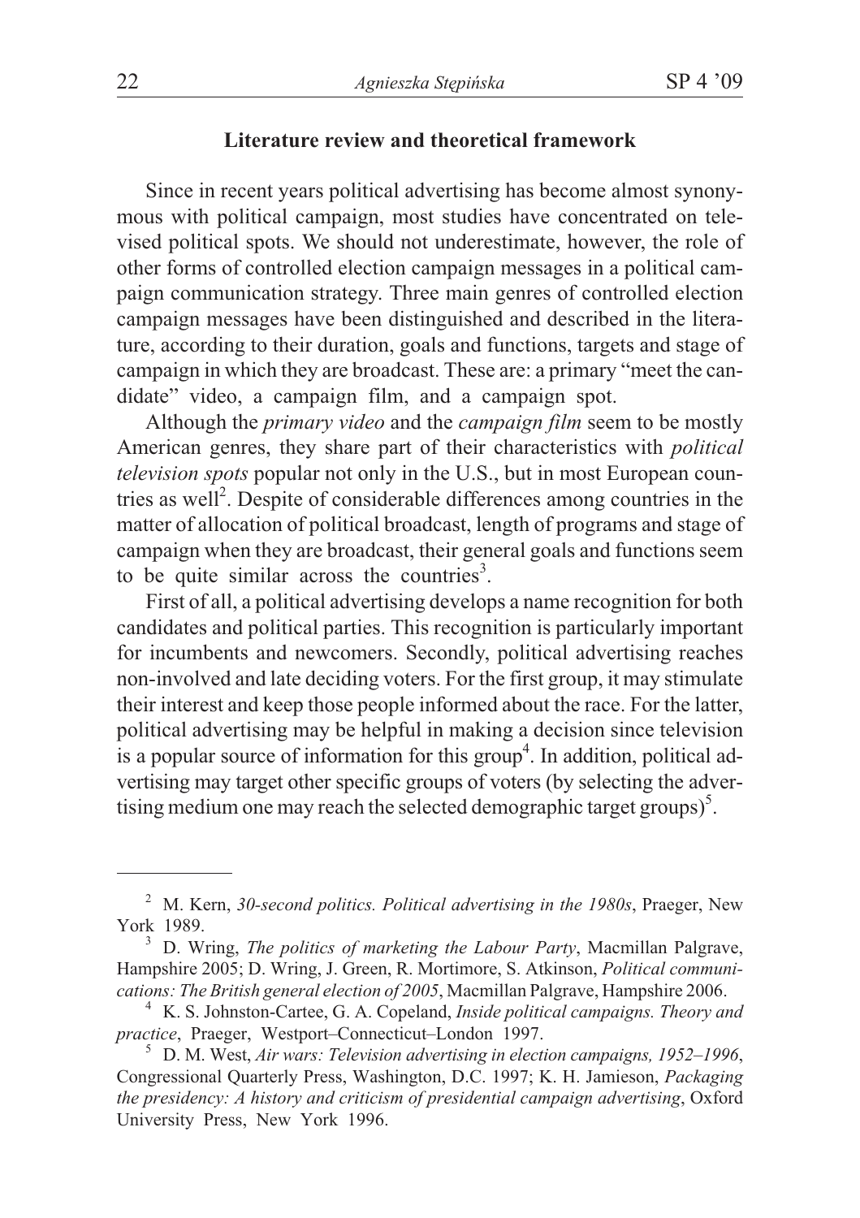## Literature review and theoretical framework

Since in recent years political advertising has become almost synonymous with political campaign, most studies have concentrated on televised political spots. We should not underestimate, however, the role of other forms of controlled election campaign messages in a political campaign communication strategy. Three main genres of controlled election campaign messages have been distinguished and described in the literature, according to their duration, goals and functions, targets and stage of campaign in which they are broadcast. These are: a primary "meet the candidate" video, a campaign film, and a campaign spot.

Although the *primary video* and the *campaign film* seem to be mostly American genres, they share part of their characteristics with *political television spots* popular not only in the U.S., but in most European countries as well[2]. Despite of considerable differences among countries in the matter of allocation of political broadcast, length of programs and stage of campaign when they are broadcast, their general goals and functions seem to be quite similar across the countries[3].

First of all, a political advertising develops a name recognition for both candidates and political parties. This recognition is particularly important for incumbents and newcomers. Secondly, political advertising reaches non-involved and late deciding voters. For the first group, it may stimulate their interest and keep those people informed about the race. For the latter, political advertising may be helpful in making a decision since television is a popular source of information for this group[4]. In addition, political advertising may target other specific groups of voters (by selecting the advertising medium one may reach the selected demographic target groups)[5].

---

[2] M. Kern, *30-second politics. Political advertising in the 1980s*, Praeger, New York 1989.

[3] D. Wring, *The politics of marketing the Labour Party*, Macmillan Palgrave, Hampshire 2005; D. Wring, J. Green, R. Mortimore, S. Atkinson, *Political communications: The British general election of 2005*, Macmillan Palgrave, Hampshire 2006.

[4] K. S. Johnston-Cartee, G. A. Copeland, *Inside political campaigns. Theory and practice*, Praeger, Westport–Connecticut–London 1997.

[5] D. M. West, *Air wars: Television advertising in election campaigns, 1952–1996*, Congressional Quarterly Press, Washington, D.C. 1997; K. H. Jamieson, *Packaging the presidency: A history and criticism of presidential campaign advertising*, Oxford University Press, New York 1996.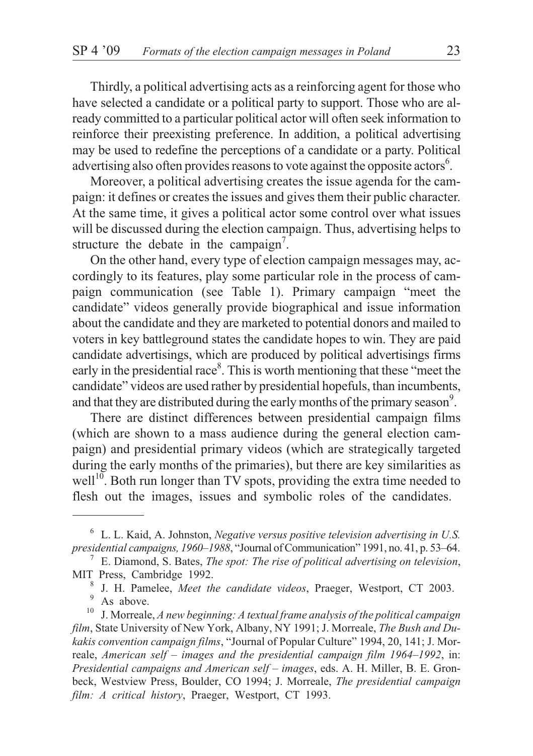Thirdly, a political advertising acts as a reinforcing agent for those who have selected a candidate or a political party to support. Those who are already committed to a particular political actor will often seek information to reinforce their preexisting preference. In addition, a political advertising may be used to redefine the perceptions of a candidate or a party. Political advertising also often provides reasons to vote against the opposite actors[6].

Moreover, a political advertising creates the issue agenda for the campaign: it defines or creates the issues and gives them their public character. At the same time, it gives a political actor some control over what issues will be discussed during the election campaign. Thus, advertising helps to structure the debate in the campaign[7].

On the other hand, every type of election campaign messages may, accordingly to its features, play some particular role in the process of campaign communication (see Table 1). Primary campaign "meet the candidate" videos generally provide biographical and issue information about the candidate and they are marketed to potential donors and mailed to voters in key battleground states the candidate hopes to win. They are paid candidate advertisings, which are produced by political advertisings firms early in the presidential race[8]. This is worth mentioning that these "meet the candidate" videos are used rather by presidential hopefuls, than incumbents, and that they are distributed during the early months of the primary season[9].

There are distinct differences between presidential campaign films (which are shown to a mass audience during the general election campaign) and presidential primary videos (which are strategically targeted during the early months of the primaries), but there are key similarities as well[10]. Both run longer than TV spots, providing the extra time needed to flesh out the images, issues and symbolic roles of the candidates.

---

[6] L. L. Kaid, A. Johnston, *Negative versus positive television advertising in U.S. presidential campaigns, 1960–1988*, "Journal of Communication" 1991, no. 41, p. 53–64.

[7] E. Diamond, S. Bates, *The spot: The rise of political advertising on television*, MIT Press, Cambridge 1992.

[8] J. H. Pamelee, *Meet the candidate videos*, Praeger, Westport, CT 2003.

[9] As above.

[10] J. Morreale, *A new beginning: A textual frame analysis of the political campaign film*, State University of New York, Albany, NY 1991; J. Morreale, *The Bush and Dukakis convention campaign films*, "Journal of Popular Culture" 1994, 20, 141; J. Morreale, *American self – images and the presidential campaign film 1964–1992*, in: *Presidential campaigns and American self – images*, eds. A. H. Miller, B. E. Gronbeck, Westview Press, Boulder, CO 1994; J. Morreale, *The presidential campaign film: A critical history*, Praeger, Westport, CT 1993.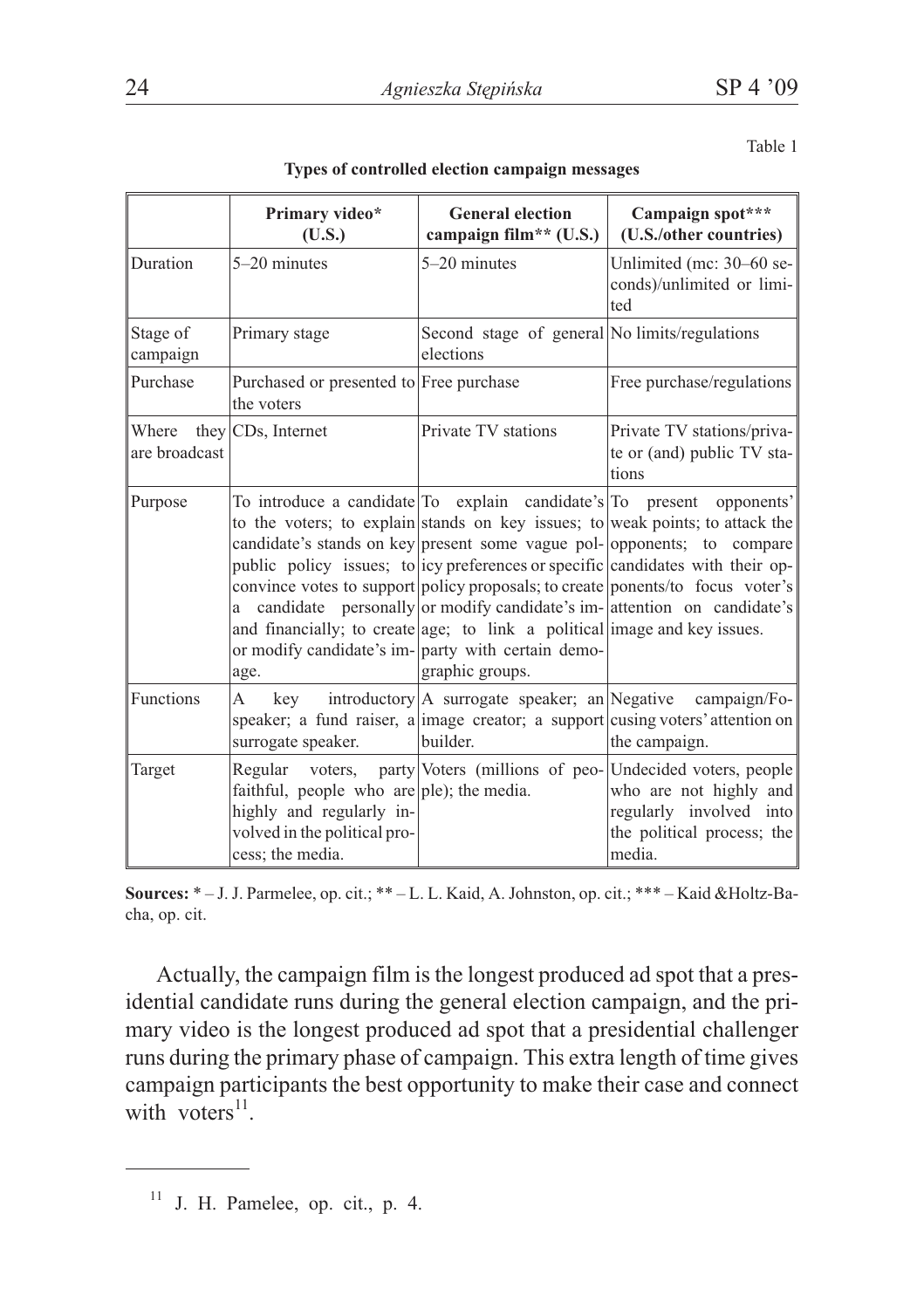Table 1

**Types of controlled election campaign messages**

| | Primary video* (U.S.) | General election campaign film** (U.S.) | Campaign spot*** (U.S./other countries) |
|---|---|---|---|
| Duration | 5–20 minutes | 5–20 minutes | Unlimited (mc: 30–60 seconds)/unlimited or limited |
| Stage of campaign | Primary stage | Second stage of general elections | No limits/regulations |
| Purchase | Purchased or presented to the voters | Free purchase | Free purchase/regulations |
| Where they are broadcast | CDs, Internet | Private TV stations | Private TV stations/private or (and) public TV stations |
| Purpose | To introduce a candidate to the voters; to explain candidate's stands on key public policy issues; to convince votes to support a candidate personally and financially; to create or modify candidate's image. | To explain candidate's stands on key issues; to present some vague policy preferences or specific policy proposals; to create or modify candidate's image; to link a political party with certain demographic groups. | To present opponents' weak points; to attack the opponents; to compare candidates with their opponents/to focus voter's attention on candidate's image and key issues. |
| Functions | A key introductory speaker; a fund raiser, a surrogate speaker. | A surrogate speaker; an image creator; a support builder. | Negative campaign/Focusing voters' attention on the campaign. |
| Target | Regular voters, party faithful, people who are highly and regularly involved in the political process; the media. | Voters (millions of people); the media. | Undecided voters, people who are not highly and regularly involved into the political process; the media. |

**Sources:** * – J. J. Parmelee, op. cit.; ** – L. L. Kaid, A. Johnston, op. cit.; *** – Kaid &Holtz-Bacha, op. cit.

Actually, the campaign film is the longest produced ad spot that a presidential candidate runs during the general election campaign, and the primary video is the longest produced ad spot that a presidential challenger runs during the primary phase of campaign. This extra length of time gives campaign participants the best opportunity to make their case and connect with voters[11].

---

[11] J. H. Pamelee, op. cit., p. 4.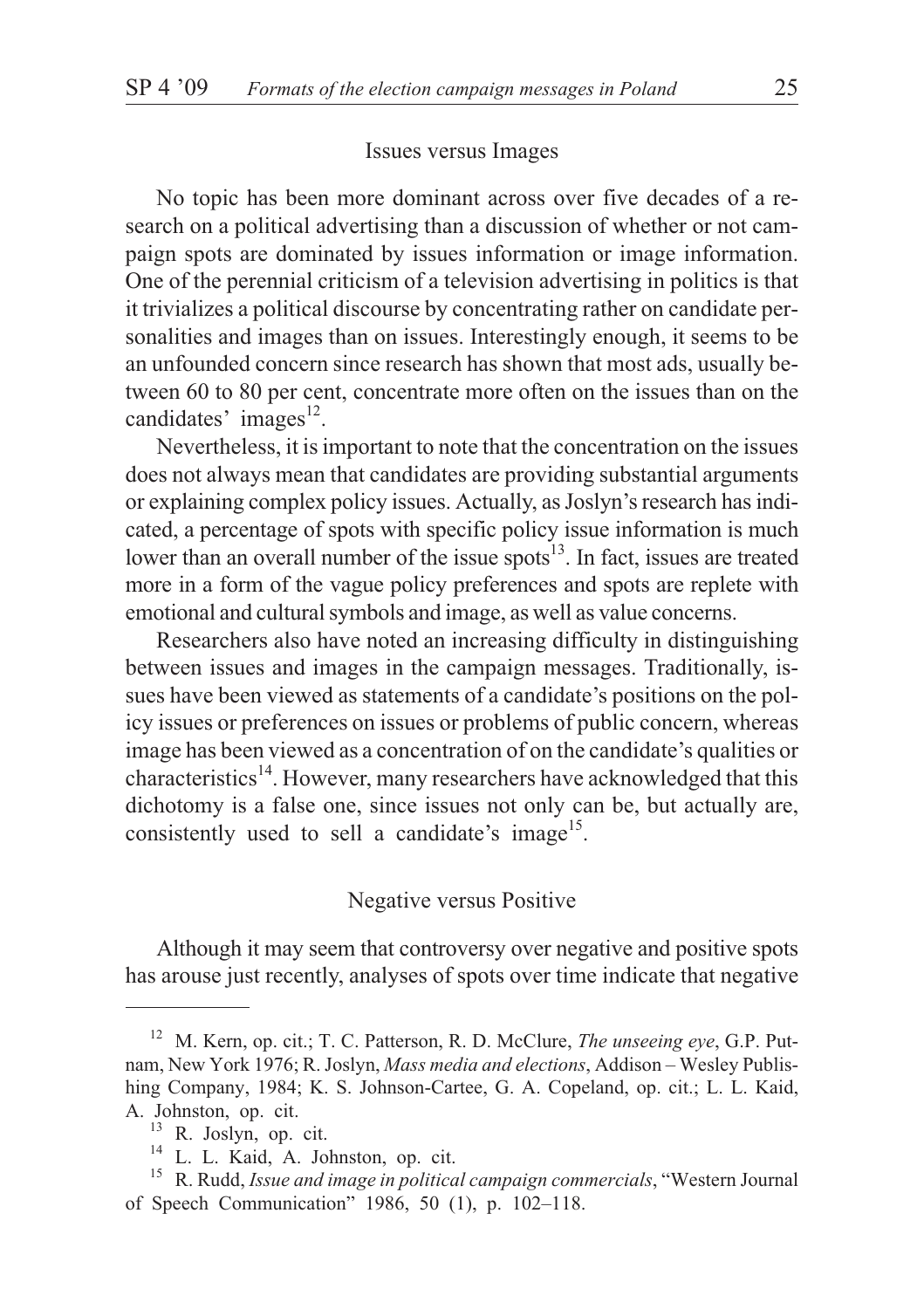### Issues versus Images

No topic has been more dominant across over five decades of a research on a political advertising than a discussion of whether or not campaign spots are dominated by issues information or image information. One of the perennial criticism of a television advertising in politics is that it trivializes a political discourse by concentrating rather on candidate personalities and images than on issues. Interestingly enough, it seems to be an unfounded concern since research has shown that most ads, usually between 60 to 80 per cent, concentrate more often on the issues than on the candidates' images[12].

Nevertheless, it is important to note that the concentration on the issues does not always mean that candidates are providing substantial arguments or explaining complex policy issues. Actually, as Joslyn's research has indicated, a percentage of spots with specific policy issue information is much lower than an overall number of the issue spots[13]. In fact, issues are treated more in a form of the vague policy preferences and spots are replete with emotional and cultural symbols and image, as well as value concerns.

Researchers also have noted an increasing difficulty in distinguishing between issues and images in the campaign messages. Traditionally, issues have been viewed as statements of a candidate's positions on the policy issues or preferences on issues or problems of public concern, whereas image has been viewed as a concentration of on the candidate's qualities or characteristics[14]. However, many researchers have acknowledged that this dichotomy is a false one, since issues not only can be, but actually are, consistently used to sell a candidate's image[15].

### Negative versus Positive

Although it may seem that controversy over negative and positive spots has arouse just recently, analyses of spots over time indicate that negative

---

[12] M. Kern, op. cit.; T. C. Patterson, R. D. McClure, *The unseeing eye*, G.P. Putnam, New York 1976; R. Joslyn, *Mass media and elections*, Addison – Wesley Publishing Company, 1984; K. S. Johnson-Cartee, G. A. Copeland, op. cit.; L. L. Kaid, A. Johnston, op. cit.

[13] R. Joslyn, op. cit.

[14] L. L. Kaid, A. Johnston, op. cit.

[15] R. Rudd, *Issue and image in political campaign commercials*, "Western Journal of Speech Communication" 1986, 50 (1), p. 102–118.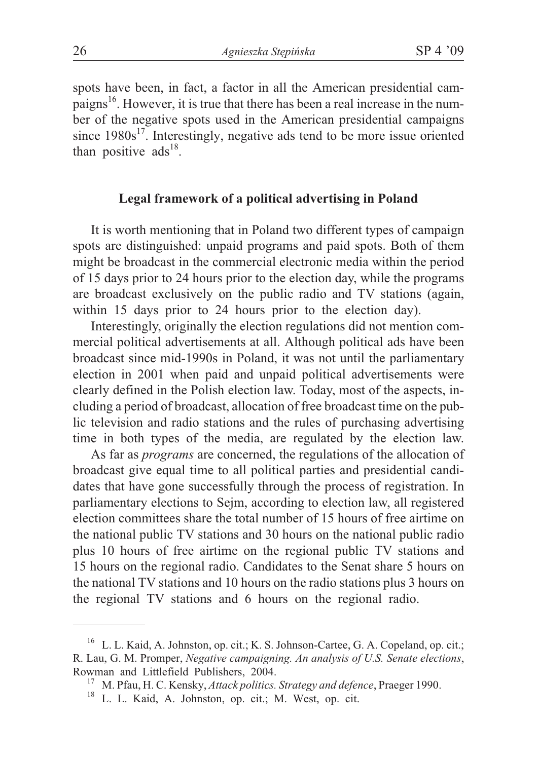spots have been, in fact, a factor in all the American presidential campaigns[16]. However, it is true that there has been a real increase in the number of the negative spots used in the American presidential campaigns since 1980s[17]. Interestingly, negative ads tend to be more issue oriented than positive ads[18].

## Legal framework of a political advertising in Poland

It is worth mentioning that in Poland two different types of campaign spots are distinguished: unpaid programs and paid spots. Both of them might be broadcast in the commercial electronic media within the period of 15 days prior to 24 hours prior to the election day, while the programs are broadcast exclusively on the public radio and TV stations (again, within 15 days prior to 24 hours prior to the election day).

Interestingly, originally the election regulations did not mention commercial political advertisements at all. Although political ads have been broadcast since mid-1990s in Poland, it was not until the parliamentary election in 2001 when paid and unpaid political advertisements were clearly defined in the Polish election law. Today, most of the aspects, including a period of broadcast, allocation of free broadcast time on the public television and radio stations and the rules of purchasing advertising time in both types of the media, are regulated by the election law.

As far as *programs* are concerned, the regulations of the allocation of broadcast give equal time to all political parties and presidential candidates that have gone successfully through the process of registration. In parliamentary elections to Sejm, according to election law, all registered election committees share the total number of 15 hours of free airtime on the national public TV stations and 30 hours on the national public radio plus 10 hours of free airtime on the regional public TV stations and 15 hours on the regional radio. Candidates to the Senat share 5 hours on the national TV stations and 10 hours on the radio stations plus 3 hours on the regional TV stations and 6 hours on the regional radio.

---

[16] L. L. Kaid, A. Johnston, op. cit.; K. S. Johnson-Cartee, G. A. Copeland, op. cit.; R. Lau, G. M. Promper, *Negative campaigning. An analysis of U.S. Senate elections*, Rowman and Littlefield Publishers, 2004.

[17] M. Pfau, H. C. Kensky, *Attack politics. Strategy and defence*, Praeger 1990.

[18] L. L. Kaid, A. Johnston, op. cit.; M. West, op. cit.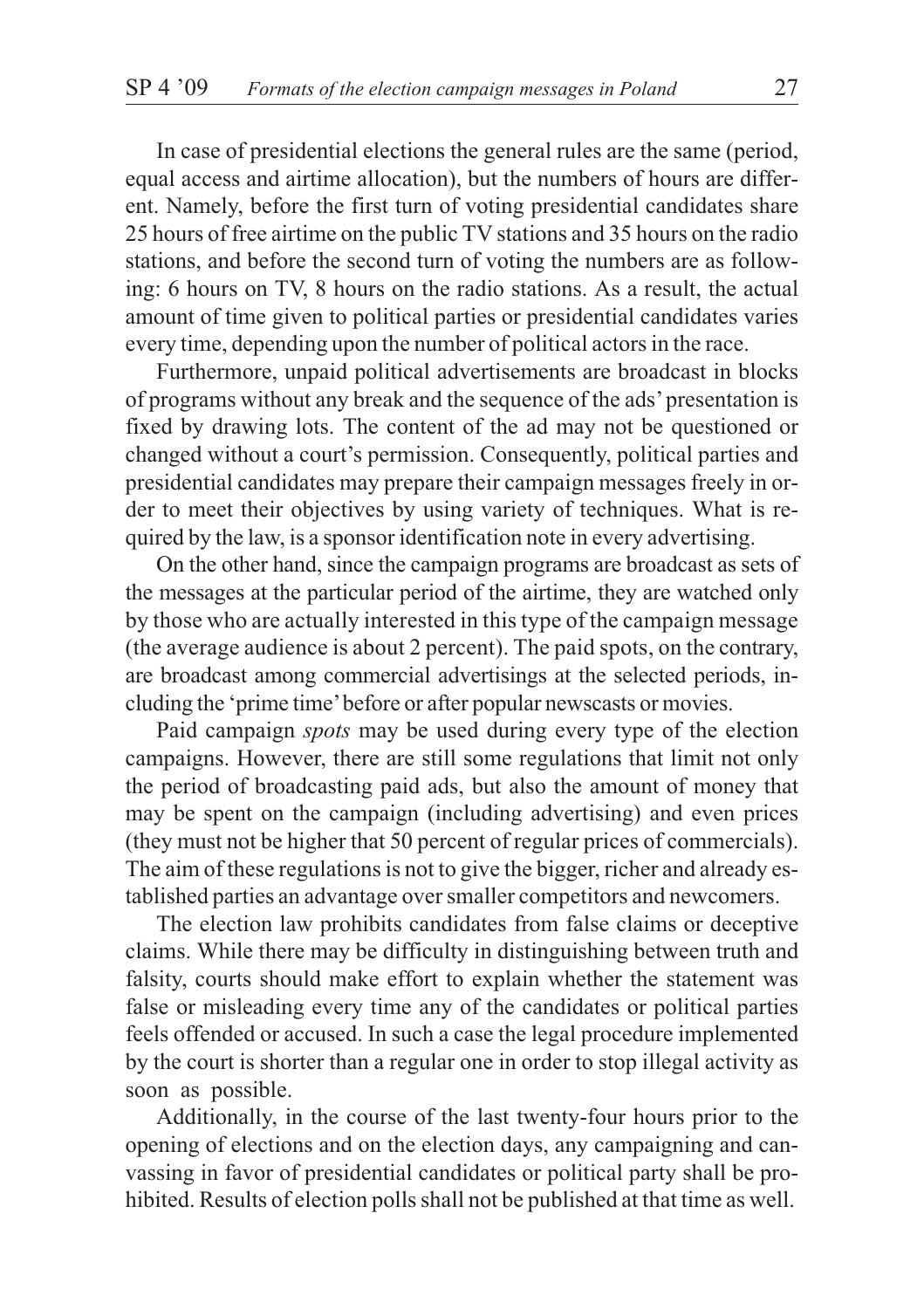In case of presidential elections the general rules are the same (period, equal access and airtime allocation), but the numbers of hours are different. Namely, before the first turn of voting presidential candidates share 25 hours of free airtime on the public TV stations and 35 hours on the radio stations, and before the second turn of voting the numbers are as following: 6 hours on TV, 8 hours on the radio stations. As a result, the actual amount of time given to political parties or presidential candidates varies every time, depending upon the number of political actors in the race.

Furthermore, unpaid political advertisements are broadcast in blocks of programs without any break and the sequence of the ads' presentation is fixed by drawing lots. The content of the ad may not be questioned or changed without a court's permission. Consequently, political parties and presidential candidates may prepare their campaign messages freely in order to meet their objectives by using variety of techniques. What is required by the law, is a sponsor identification note in every advertising.

On the other hand, since the campaign programs are broadcast as sets of the messages at the particular period of the airtime, they are watched only by those who are actually interested in this type of the campaign message (the average audience is about 2 percent). The paid spots, on the contrary, are broadcast among commercial advertisings at the selected periods, including the 'prime time' before or after popular newscasts or movies.

Paid campaign *spots* may be used during every type of the election campaigns. However, there are still some regulations that limit not only the period of broadcasting paid ads, but also the amount of money that may be spent on the campaign (including advertising) and even prices (they must not be higher that 50 percent of regular prices of commercials). The aim of these regulations is not to give the bigger, richer and already established parties an advantage over smaller competitors and newcomers.

The election law prohibits candidates from false claims or deceptive claims. While there may be difficulty in distinguishing between truth and falsity, courts should make effort to explain whether the statement was false or misleading every time any of the candidates or political parties feels offended or accused. In such a case the legal procedure implemented by the court is shorter than a regular one in order to stop illegal activity as soon as possible.

Additionally, in the course of the last twenty-four hours prior to the opening of elections and on the election days, any campaigning and canvassing in favor of presidential candidates or political party shall be prohibited. Results of election polls shall not be published at that time as well.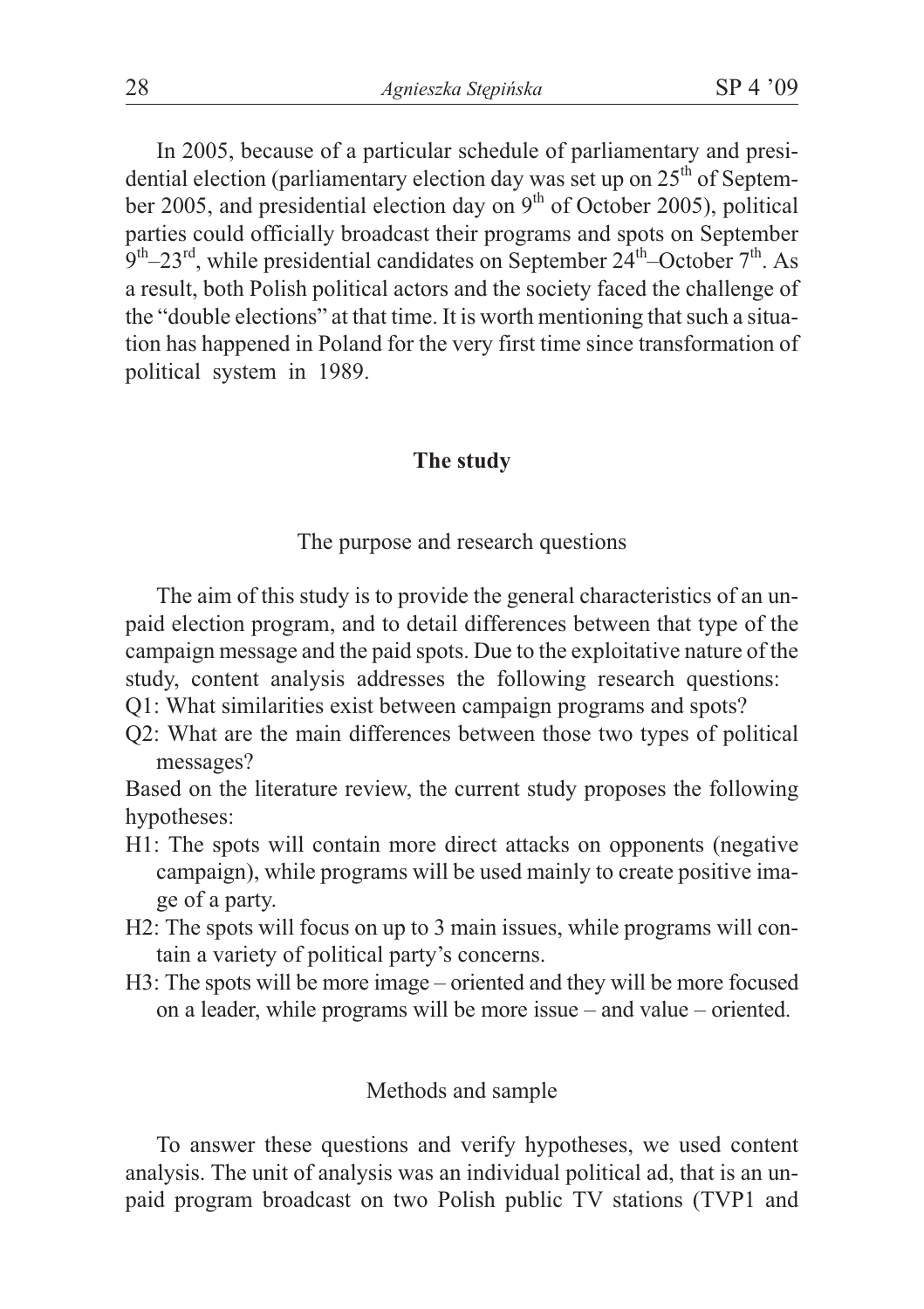In 2005, because of a particular schedule of parliamentary and presidential election (parliamentary election day was set up on 25th of September 2005, and presidential election day on 9th of October 2005), political parties could officially broadcast their programs and spots on September 9th–23rd, while presidential candidates on September 24th–October 7th. As a result, both Polish political actors and the society faced the challenge of the "double elections" at that time. It is worth mentioning that such a situation has happened in Poland for the very first time since transformation of political system in 1989.

## The study

### The purpose and research questions

The aim of this study is to provide the general characteristics of an unpaid election program, and to detail differences between that type of the campaign message and the paid spots. Due to the exploitative nature of the study, content analysis addresses the following research questions:

Q1: What similarities exist between campaign programs and spots?

Q2: What are the main differences between those two types of political messages?

Based on the literature review, the current study proposes the following hypotheses:

H1: The spots will contain more direct attacks on opponents (negative campaign), while programs will be used mainly to create positive image of a party.

H2: The spots will focus on up to 3 main issues, while programs will contain a variety of political party's concerns.

H3: The spots will be more image – oriented and they will be more focused on a leader, while programs will be more issue – and value – oriented.

### Methods and sample

To answer these questions and verify hypotheses, we used content analysis. The unit of analysis was an individual political ad, that is an unpaid program broadcast on two Polish public TV stations (TVP1 and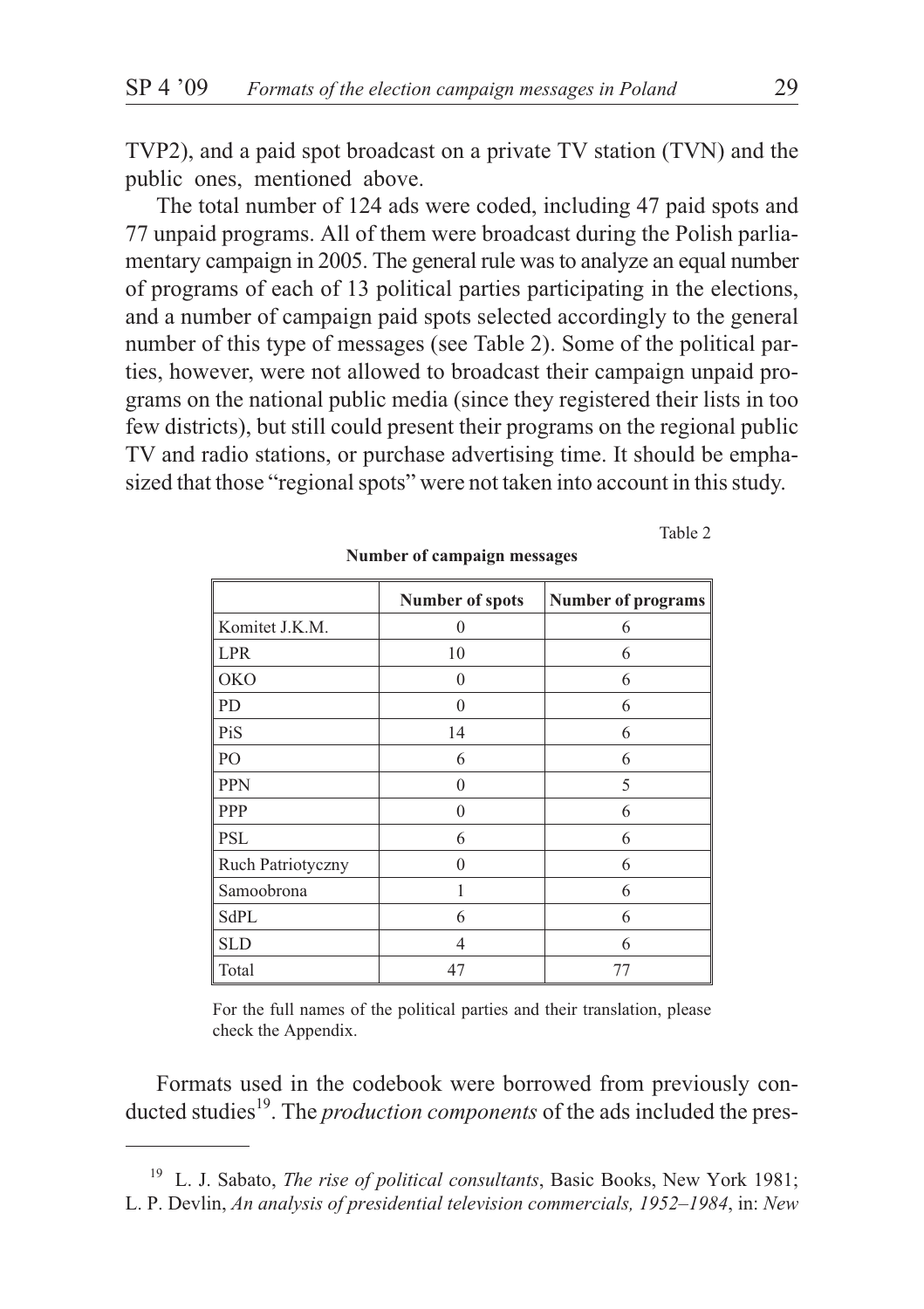TVP2), and a paid spot broadcast on a private TV station (TVN) and the public ones, mentioned above.

The total number of 124 ads were coded, including 47 paid spots and 77 unpaid programs. All of them were broadcast during the Polish parliamentary campaign in 2005. The general rule was to analyze an equal number of programs of each of 13 political parties participating in the elections, and a number of campaign paid spots selected accordingly to the general number of this type of messages (see Table 2). Some of the political parties, however, were not allowed to broadcast their campaign unpaid programs on the national public media (since they registered their lists in too few districts), but still could present their programs on the regional public TV and radio stations, or purchase advertising time. It should be emphasized that those "regional spots" were not taken into account in this study.

Table 2

**Number of campaign messages**

| | Number of spots | Number of programs |
|---|---|---|
| Komitet J.K.M. | 0 | 6 |
| LPR | 10 | 6 |
| OKO | 0 | 6 |
| PD | 0 | 6 |
| PiS | 14 | 6 |
| PO | 6 | 6 |
| PPN | 0 | 5 |
| PPP | 0 | 6 |
| PSL | 6 | 6 |
| Ruch Patriotyczny | 0 | 6 |
| Samoobrona | 1 | 6 |
| SdPL | 6 | 6 |
| SLD | 4 | 6 |
| Total | 47 | 77 |

For the full names of the political parties and their translation, please check the Appendix.

Formats used in the codebook were borrowed from previously conducted studies[19]. The *production components* of the ads included the pres-

[19] L. J. Sabato, *The rise of political consultants*, Basic Books, New York 1981; L. P. Devlin, *An analysis of presidential television commercials, 1952–1984*, in: *New*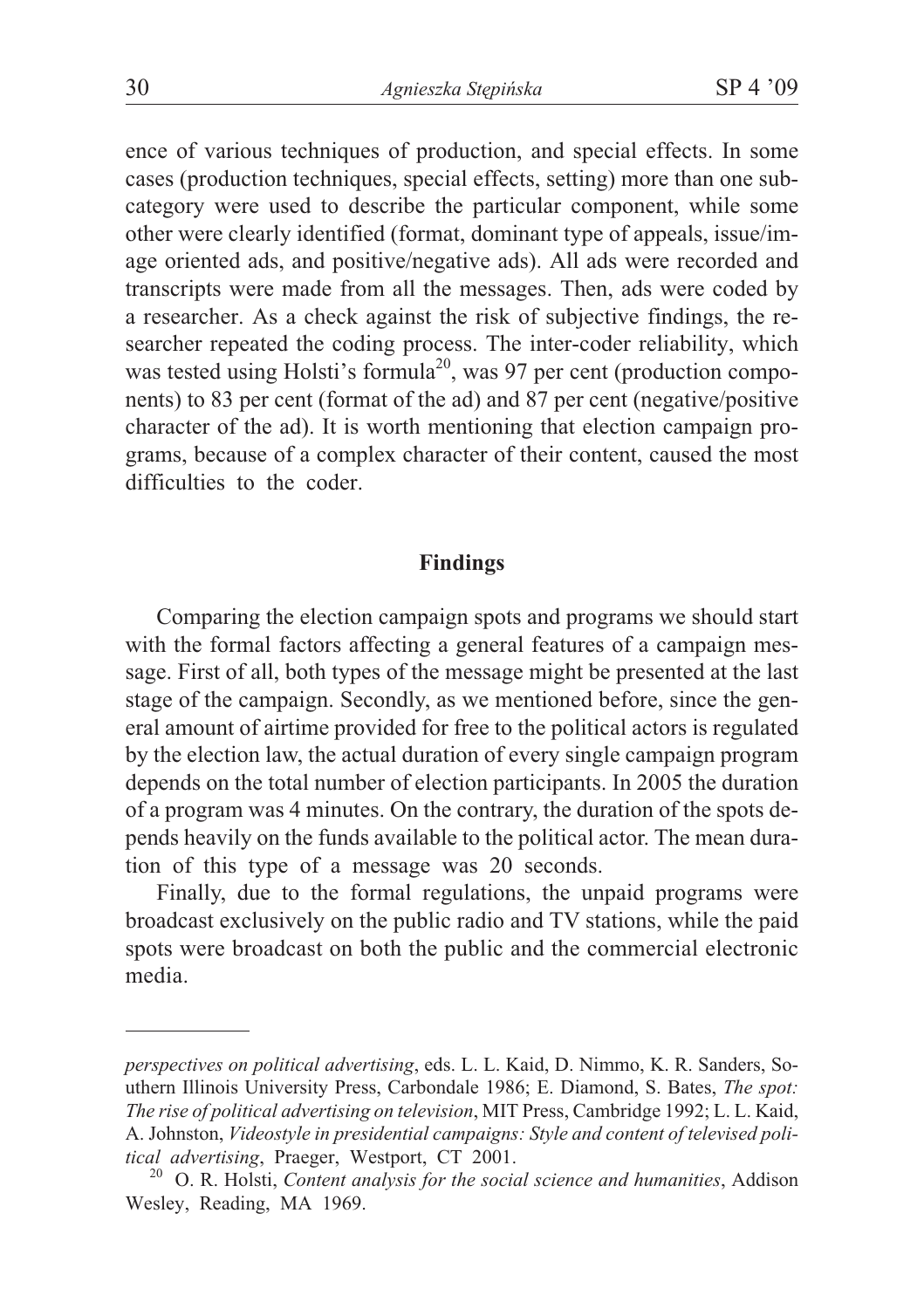ence of various techniques of production, and special effects. In some cases (production techniques, special effects, setting) more than one subcategory were used to describe the particular component, while some other were clearly identified (format, dominant type of appeals, issue/image oriented ads, and positive/negative ads). All ads were recorded and transcripts were made from all the messages. Then, ads were coded by a researcher. As a check against the risk of subjective findings, the researcher repeated the coding process. The inter-coder reliability, which was tested using Holsti's formula[20], was 97 per cent (production components) to 83 per cent (format of the ad) and 87 per cent (negative/positive character of the ad). It is worth mentioning that election campaign programs, because of a complex character of their content, caused the most difficulties to the coder.

## Findings

Comparing the election campaign spots and programs we should start with the formal factors affecting a general features of a campaign message. First of all, both types of the message might be presented at the last stage of the campaign. Secondly, as we mentioned before, since the general amount of airtime provided for free to the political actors is regulated by the election law, the actual duration of every single campaign program depends on the total number of election participants. In 2005 the duration of a program was 4 minutes. On the contrary, the duration of the spots depends heavily on the funds available to the political actor. The mean duration of this type of a message was 20 seconds.

Finally, due to the formal regulations, the unpaid programs were broadcast exclusively on the public radio and TV stations, while the paid spots were broadcast on both the public and the commercial electronic media.

---

*perspectives on political advertising*, eds. L. L. Kaid, D. Nimmo, K. R. Sanders, Southern Illinois University Press, Carbondale 1986; E. Diamond, S. Bates, *The spot: The rise of political advertising on television*, MIT Press, Cambridge 1992; L. L. Kaid, A. Johnston, *Videostyle in presidential campaigns: Style and content of televised political advertising*, Praeger, Westport, CT 2001.

[20] O. R. Holsti, *Content analysis for the social science and humanities*, Addison Wesley, Reading, MA 1969.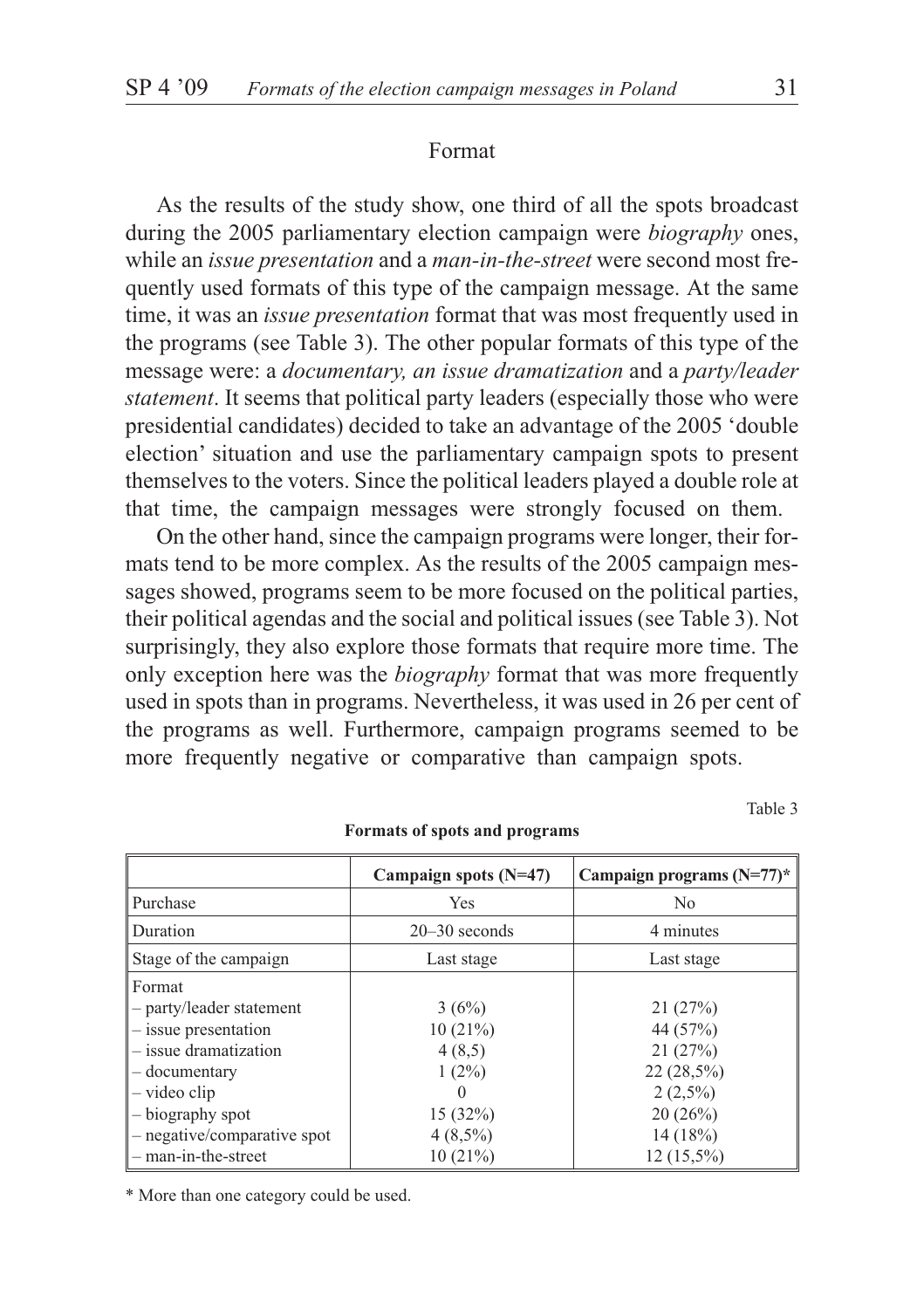## Format

As the results of the study show, one third of all the spots broadcast during the 2005 parliamentary election campaign were *biography* ones, while an *issue presentation* and a *man-in-the-street* were second most frequently used formats of this type of the campaign message. At the same time, it was an *issue presentation* format that was most frequently used in the programs (see Table 3). The other popular formats of this type of the message were: a *documentary, an issue dramatization* and a *party/leader statement*. It seems that political party leaders (especially those who were presidential candidates) decided to take an advantage of the 2005 'double election' situation and use the parliamentary campaign spots to present themselves to the voters. Since the political leaders played a double role at that time, the campaign messages were strongly focused on them.

On the other hand, since the campaign programs were longer, their formats tend to be more complex. As the results of the 2005 campaign messages showed, programs seem to be more focused on the political parties, their political agendas and the social and political issues (see Table 3). Not surprisingly, they also explore those formats that require more time. The only exception here was the *biography* format that was more frequently used in spots than in programs. Nevertheless, it was used in 26 per cent of the programs as well. Furthermore, campaign programs seemed to be more frequently negative or comparative than campaign spots.

Table 3

**Formats of spots and programs**

| | Campaign spots (N=47) | Campaign programs (N=77)* |
|---|---|---|
| Purchase | Yes | No |
| Duration | 20–30 seconds | 4 minutes |
| Stage of the campaign | Last stage | Last stage |
| Format | | |
| – party/leader statement | 3 (6%) | 21 (27%) |
| – issue presentation | 10 (21%) | 44 (57%) |
| – issue dramatization | 4 (8,5) | 21 (27%) |
| – documentary | 1 (2%) | 22 (28,5%) |
| – video clip | 0 | 2 (2,5%) |
| – biography spot | 15 (32%) | 20 (26%) |
| – negative/comparative spot | 4 (8,5%) | 14 (18%) |
| – man-in-the-street | 10 (21%) | 12 (15,5%) |

\* More than one category could be used.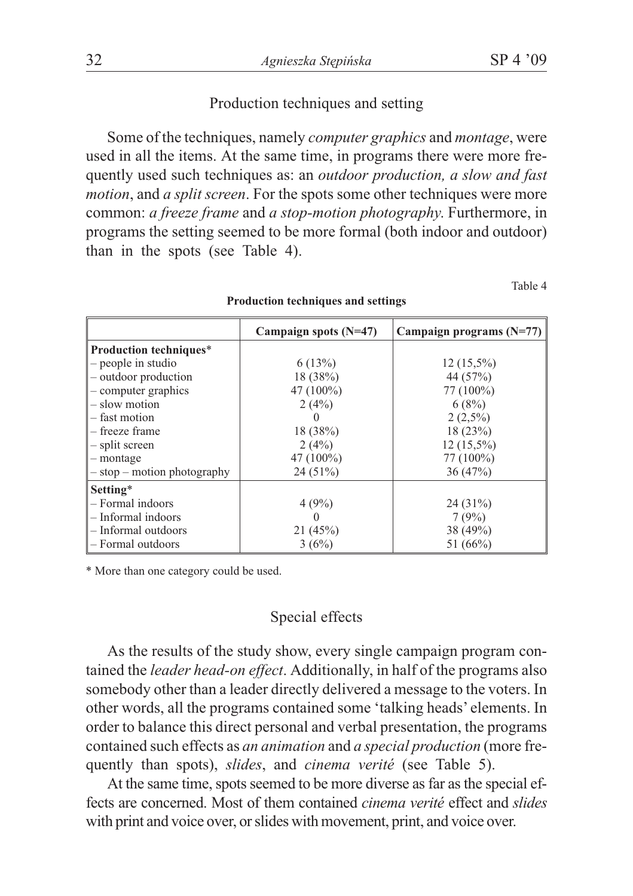## Production techniques and setting

Some of the techniques, namely *computer graphics* and *montage*, were used in all the items. At the same time, in programs there were more frequently used such techniques as: an *outdoor production, a slow and fast motion*, and *a split screen*. For the spots some other techniques were more common: *a freeze frame* and *a stop-motion photography*. Furthermore, in programs the setting seemed to be more formal (both indoor and outdoor) than in the spots (see Table 4).

Table 4

**Production techniques and settings**

| | Campaign spots (N=47) | Campaign programs (N=77) |
|---|---|---|
| **Production techniques*** | | |
| – people in studio | 6 (13%) | 12 (15,5%) |
| – outdoor production | 18 (38%) | 44 (57%) |
| – computer graphics | 47 (100%) | 77 (100%) |
| – slow motion | 2 (4%) | 6 (8%) |
| – fast motion | 0 | 2 (2,5%) |
| – freeze frame | 18 (38%) | 18 (23%) |
| – split screen | 2 (4%) | 12 (15,5%) |
| – montage | 47 (100%) | 77 (100%) |
| – stop – motion photography | 24 (51%) | 36 (47%) |
| **Setting*** | | |
| – Formal indoors | 4 (9%) | 24 (31%) |
| – Informal indoors | 0 | 7 (9%) |
| – Informal outdoors | 21 (45%) | 38 (49%) |
| – Formal outdoors | 3 (6%) | 51 (66%) |

* More than one category could be used.

## Special effects

As the results of the study show, every single campaign program contained the *leader head-on effect*. Additionally, in half of the programs also somebody other than a leader directly delivered a message to the voters. In other words, all the programs contained some 'talking heads' elements. In order to balance this direct personal and verbal presentation, the programs contained such effects as *an animation* and *a special production* (more frequently than spots), *slides*, and *cinema verité* (see Table 5).

At the same time, spots seemed to be more diverse as far as the special effects are concerned. Most of them contained *cinema verité* effect and *slides* with print and voice over, or slides with movement, print, and voice over.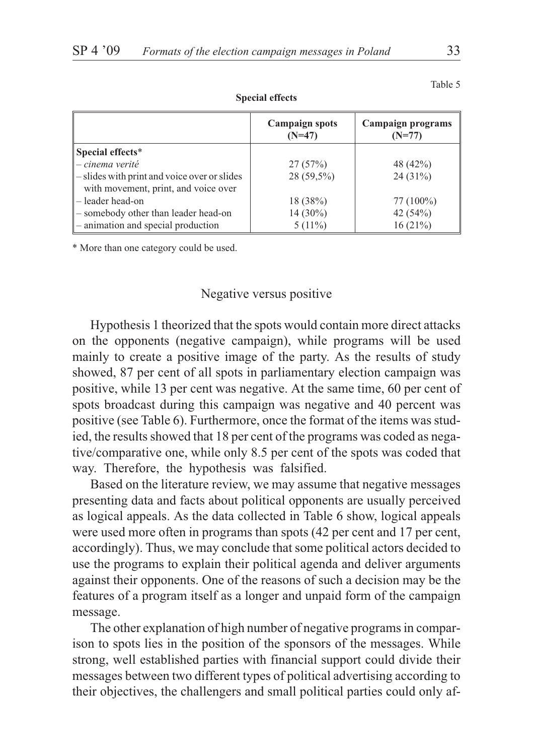Table 5

**Special effects**

| | Campaign spots (N=47) | Campaign programs (N=77) |
|---|---|---|
| **Special effects*** | | |
| – *cinema verité* | 27 (57%) | 48 (42%) |
| – slides with print and voice over or slides with movement, print, and voice over | 28 (59,5%) | 24 (31%) |
| – leader head-on | 18 (38%) | 77 (100%) |
| – somebody other than leader head-on | 14 (30%) | 42 (54%) |
| – animation and special production | 5 (11%) | 16 (21%) |

* More than one category could be used.

## Negative versus positive

Hypothesis 1 theorized that the spots would contain more direct attacks on the opponents (negative campaign), while programs will be used mainly to create a positive image of the party. As the results of study showed, 87 per cent of all spots in parliamentary election campaign was positive, while 13 per cent was negative. At the same time, 60 per cent of spots broadcast during this campaign was negative and 40 percent was positive (see Table 6). Furthermore, once the format of the items was studied, the results showed that 18 per cent of the programs was coded as negative/comparative one, while only 8.5 per cent of the spots was coded that way. Therefore, the hypothesis was falsified.

Based on the literature review, we may assume that negative messages presenting data and facts about political opponents are usually perceived as logical appeals. As the data collected in Table 6 show, logical appeals were used more often in programs than spots (42 per cent and 17 per cent, accordingly). Thus, we may conclude that some political actors decided to use the programs to explain their political agenda and deliver arguments against their opponents. One of the reasons of such a decision may be the features of a program itself as a longer and unpaid form of the campaign message.

The other explanation of high number of negative programs in comparison to spots lies in the position of the sponsors of the messages. While strong, well established parties with financial support could divide their messages between two different types of political advertising according to their objectives, the challengers and small political parties could only af-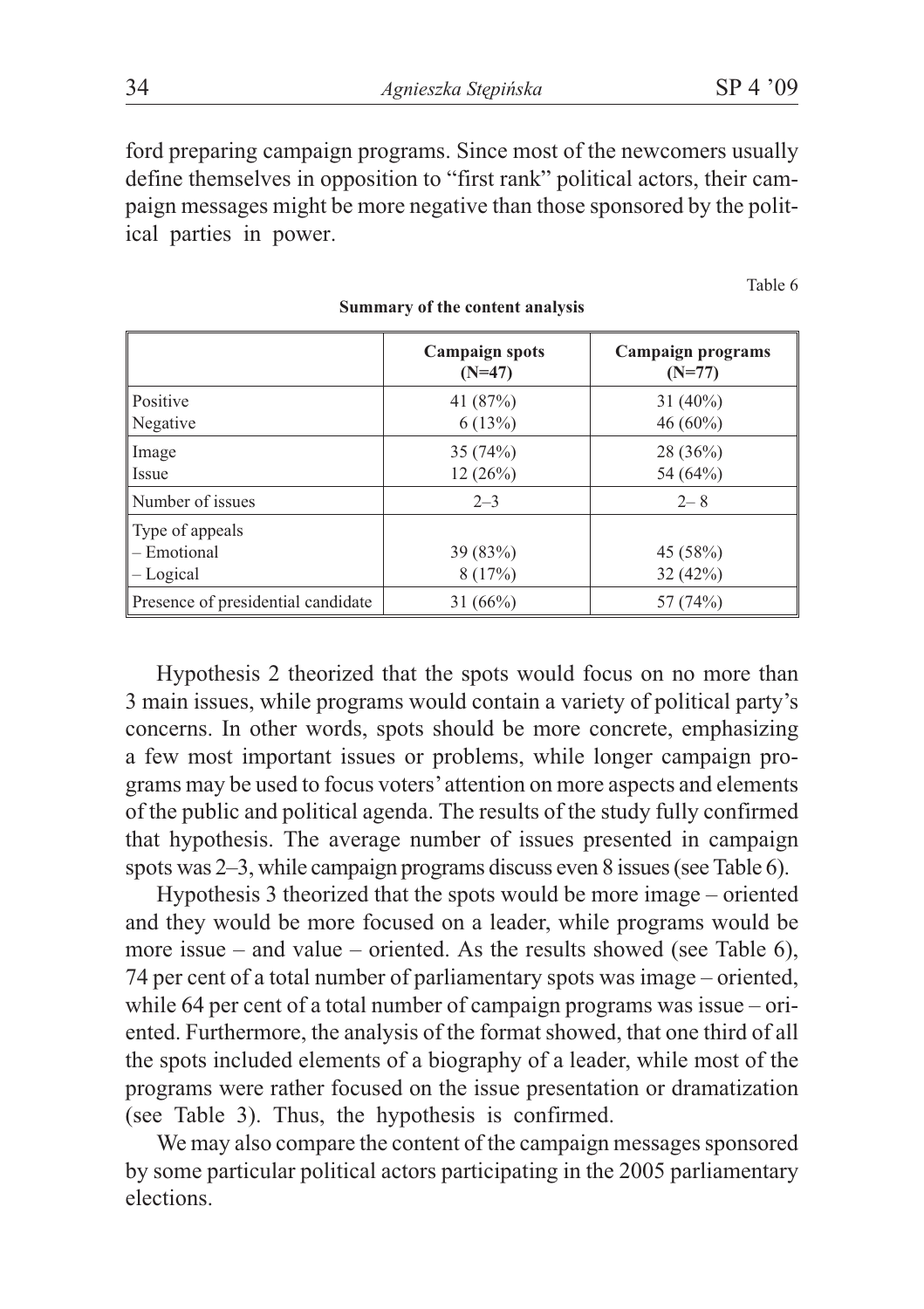ford preparing campaign programs. Since most of the newcomers usually define themselves in opposition to "first rank" political actors, their campaign messages might be more negative than those sponsored by the political parties in power.

Table 6

**Summary of the content analysis**

| | Campaign spots (N=47) | Campaign programs (N=77) |
|---|---|---|
| Positive | 41 (87%) | 31 (40%) |
| Negative | 6 (13%) | 46 (60%) |
| Image | 35 (74%) | 28 (36%) |
| Issue | 12 (26%) | 54 (64%) |
| Number of issues | 2–3 | 2– 8 |
| Type of appeals | | |
| – Emotional | 39 (83%) | 45 (58%) |
| – Logical | 8 (17%) | 32 (42%) |
| Presence of presidential candidate | 31 (66%) | 57 (74%) |

Hypothesis 2 theorized that the spots would focus on no more than 3 main issues, while programs would contain a variety of political party's concerns. In other words, spots should be more concrete, emphasizing a few most important issues or problems, while longer campaign programs may be used to focus voters' attention on more aspects and elements of the public and political agenda. The results of the study fully confirmed that hypothesis. The average number of issues presented in campaign spots was 2–3, while campaign programs discuss even 8 issues (see Table 6).

Hypothesis 3 theorized that the spots would be more image – oriented and they would be more focused on a leader, while programs would be more issue – and value – oriented. As the results showed (see Table 6), 74 per cent of a total number of parliamentary spots was image – oriented, while 64 per cent of a total number of campaign programs was issue – oriented. Furthermore, the analysis of the format showed, that one third of all the spots included elements of a biography of a leader, while most of the programs were rather focused on the issue presentation or dramatization (see Table 3). Thus, the hypothesis is confirmed.

We may also compare the content of the campaign messages sponsored by some particular political actors participating in the 2005 parliamentary elections.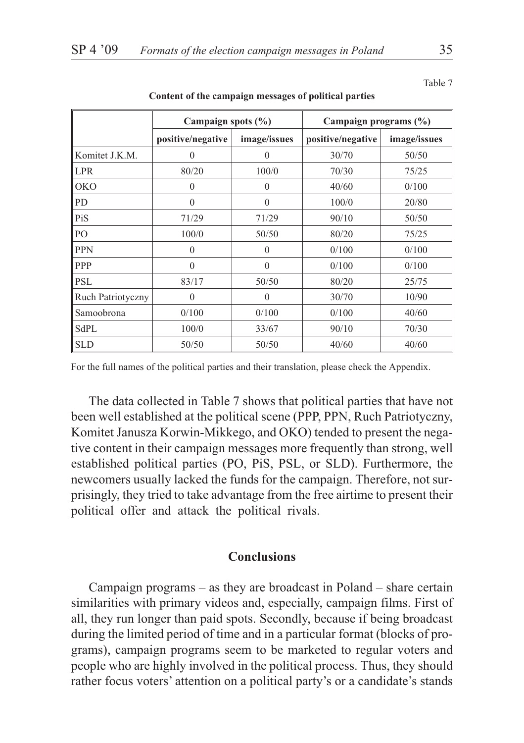Table 7

**Content of the campaign messages of political parties**

| | Campaign spots (%) | | Campaign programs (%) | |
|---|---|---|---|---|
| | positive/negative | image/issues | positive/negative | image/issues |
| Komitet J.K.M. | 0 | 0 | 30/70 | 50/50 |
| LPR | 80/20 | 100/0 | 70/30 | 75/25 |
| OKO | 0 | 0 | 40/60 | 0/100 |
| PD | 0 | 0 | 100/0 | 20/80 |
| PiS | 71/29 | 71/29 | 90/10 | 50/50 |
| PO | 100/0 | 50/50 | 80/20 | 75/25 |
| PPN | 0 | 0 | 0/100 | 0/100 |
| PPP | 0 | 0 | 0/100 | 0/100 |
| PSL | 83/17 | 50/50 | 80/20 | 25/75 |
| Ruch Patriotyczny | 0 | 0 | 30/70 | 10/90 |
| Samoobrona | 0/100 | 0/100 | 0/100 | 40/60 |
| SdPL | 100/0 | 33/67 | 90/10 | 70/30 |
| SLD | 50/50 | 50/50 | 40/60 | 40/60 |

For the full names of the political parties and their translation, please check the Appendix.

The data collected in Table 7 shows that political parties that have not been well established at the political scene (PPP, PPN, Ruch Patriotyczny, Komitet Janusza Korwin-Mikkego, and OKO) tended to present the negative content in their campaign messages more frequently than strong, well established political parties (PO, PiS, PSL, or SLD). Furthermore, the newcomers usually lacked the funds for the campaign. Therefore, not surprisingly, they tried to take advantage from the free airtime to present their political offer and attack the political rivals.

## Conclusions

Campaign programs – as they are broadcast in Poland – share certain similarities with primary videos and, especially, campaign films. First of all, they run longer than paid spots. Secondly, because if being broadcast during the limited period of time and in a particular format (blocks of programs), campaign programs seem to be marketed to regular voters and people who are highly involved in the political process. Thus, they should rather focus voters' attention on a political party's or a candidate's stands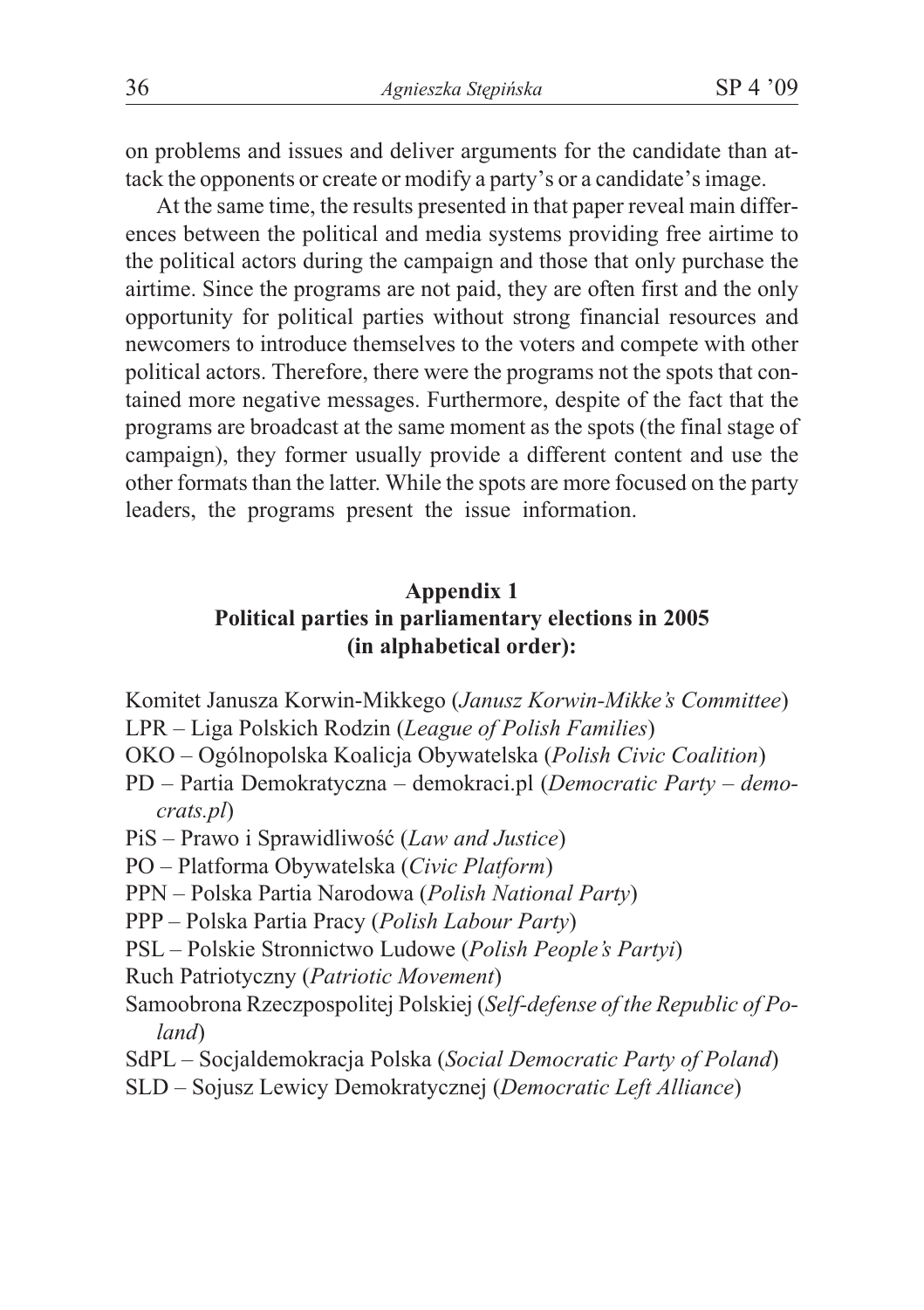on problems and issues and deliver arguments for the candidate than attack the opponents or create or modify a party's or a candidate's image.

At the same time, the results presented in that paper reveal main differences between the political and media systems providing free airtime to the political actors during the campaign and those that only purchase the airtime. Since the programs are not paid, they are often first and the only opportunity for political parties without strong financial resources and newcomers to introduce themselves to the voters and compete with other political actors. Therefore, there were the programs not the spots that contained more negative messages. Furthermore, despite of the fact that the programs are broadcast at the same moment as the spots (the final stage of campaign), they former usually provide a different content and use the other formats than the latter. While the spots are more focused on the party leaders, the programs present the issue information.

## Appendix 1
## Political parties in parliamentary elections in 2005 (in alphabetical order):

Komitet Janusza Korwin-Mikkego (*Janusz Korwin-Mikke's Committee*)
LPR – Liga Polskich Rodzin (*League of Polish Families*)
OKO – Ogólnopolska Koalicja Obywatelska (*Polish Civic Coalition*)
PD – Partia Demokratyczna – demokraci.pl (*Democratic Party – democrats.pl*)
PiS – Prawo i Sprawidliwość (*Law and Justice*)
PO – Platforma Obywatelska (*Civic Platform*)
PPN – Polska Partia Narodowa (*Polish National Party*)
PPP – Polska Partia Pracy (*Polish Labour Party*)
PSL – Polskie Stronnictwo Ludowe (*Polish People's Partyi*)
Ruch Patriotyczny (*Patriotic Movement*)
Samoobrona Rzeczpospolitej Polskiej (*Self-defense of the Republic of Poland*)
SdPL – Socjaldemokracja Polska (*Social Democratic Party of Poland*)
SLD – Sojusz Lewicy Demokratycznej (*Democratic Left Alliance*)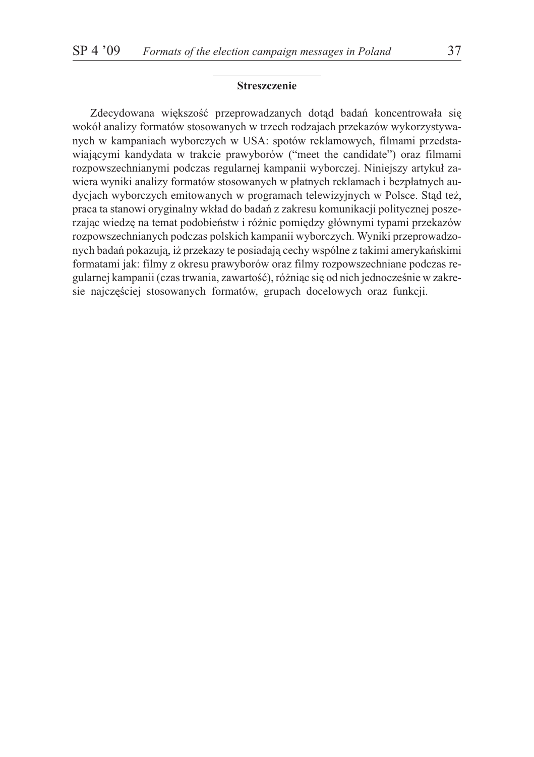## Streszczenie

Zdecydowana większość przeprowadzanych dotąd badań koncentrowała się wokół analizy formatów stosowanych w trzech rodzajach przekazów wykorzystywanych w kampaniach wyborczych w USA: spotów reklamowych, filmami przedstawiającymi kandydata w trakcie prawyborów ("meet the candidate") oraz filmami rozpowszechnianymi podczas regularnej kampanii wyborczej. Niniejszy artykuł zawiera wyniki analizy formatów stosowanych w płatnych reklamach i bezpłatnych audycjach wyborczych emitowanych w programach telewizyjnych w Polsce. Stąd też, praca ta stanowi oryginalny wkład do badań z zakresu komunikacji politycznej poszerzając wiedzę na temat podobieństw i różnic pomiędzy głównymi typami przekazów rozpowszechnianych podczas polskich kampanii wyborczych. Wyniki przeprowadzonych badań pokazują, iż przekazy te posiadają cechy wspólne z takimi amerykańskimi formatami jak: filmy z okresu prawyborów oraz filmy rozpowszechniane podczas regularnej kampanii (czas trwania, zawartość), różniąc się od nich jednocześnie w zakresie najczęściej stosowanych formatów, grupach docelowych oraz funkcji.